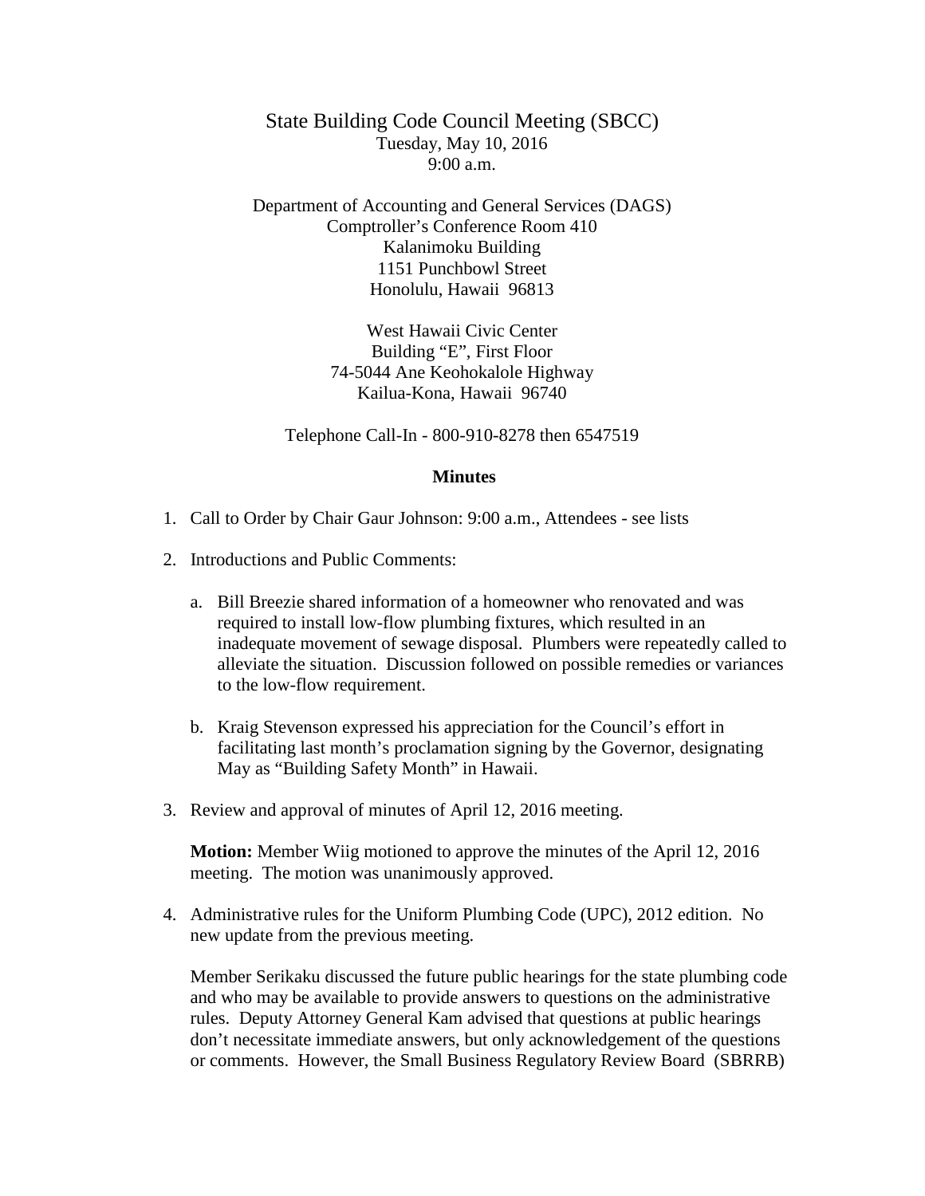# State Building Code Council Meeting (SBCC)

Tuesday, May 10, 2016
9:00 a.m.

Department of Accounting and General Services (DAGS)
Comptroller's Conference Room 410
Kalanimoku Building
1151 Punchbowl Street
Honolulu, Hawaii 96813

West Hawaii Civic Center
Building "E", First Floor
74-5044 Ane Keohokalole Highway
Kailua-Kona, Hawaii 96740

Telephone Call-In - 800-910-8278 then 6547519

**Minutes**

1. Call to Order by Chair Gaur Johnson: 9:00 a.m., Attendees - see lists

2. Introductions and Public Comments:

   a. Bill Breezie shared information of a homeowner who renovated and was required to install low-flow plumbing fixtures, which resulted in an inadequate movement of sewage disposal. Plumbers were repeatedly called to alleviate the situation. Discussion followed on possible remedies or variances to the low-flow requirement.

   b. Kraig Stevenson expressed his appreciation for the Council's effort in facilitating last month's proclamation signing by the Governor, designating May as "Building Safety Month" in Hawaii.

3. Review and approval of minutes of April 12, 2016 meeting.

   **Motion:** Member Wiig motioned to approve the minutes of the April 12, 2016 meeting. The motion was unanimously approved.

4. Administrative rules for the Uniform Plumbing Code (UPC), 2012 edition. No new update from the previous meeting.

   Member Serikaku discussed the future public hearings for the state plumbing code and who may be available to provide answers to questions on the administrative rules. Deputy Attorney General Kam advised that questions at public hearings don't necessitate immediate answers, but only acknowledgement of the questions or comments. However, the Small Business Regulatory Review Board (SBRRB)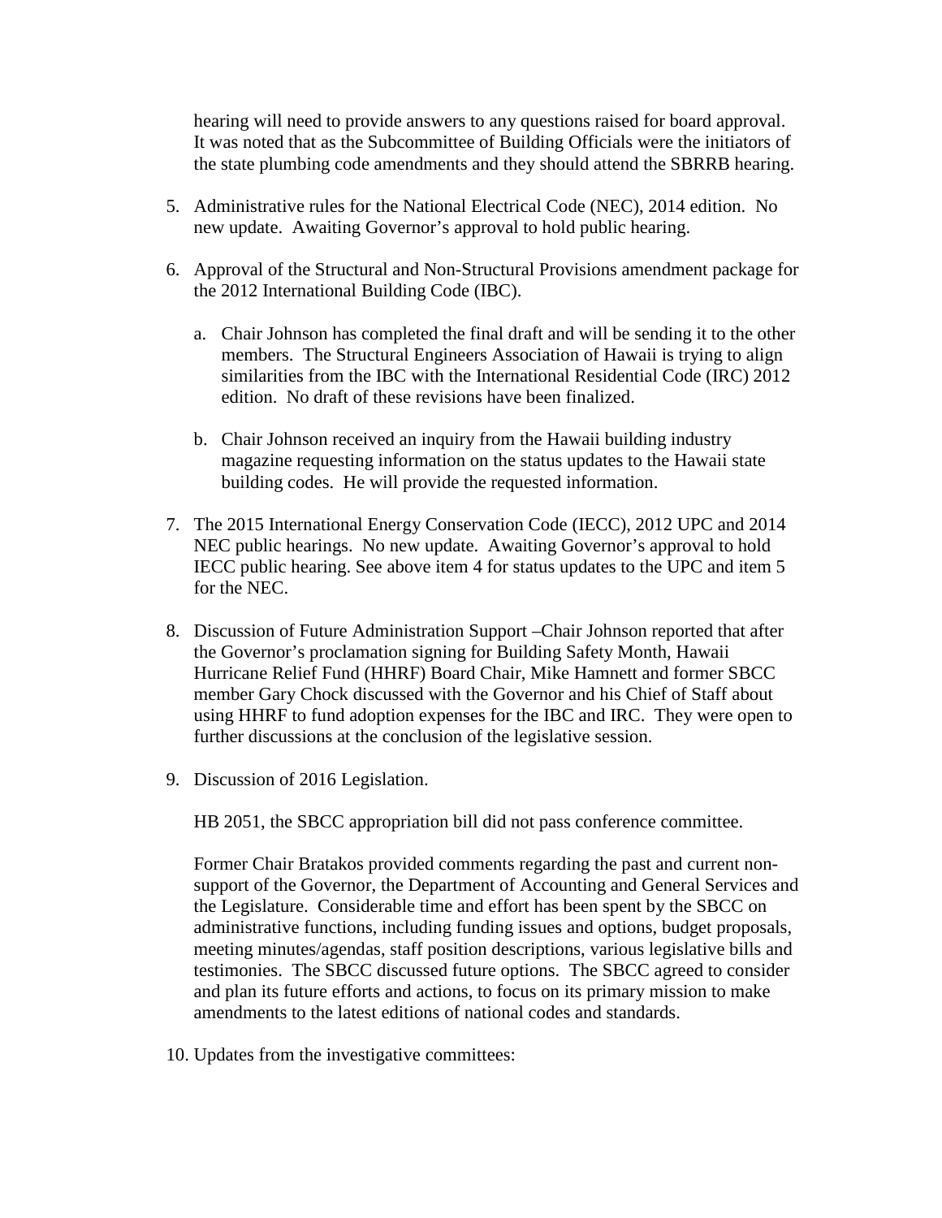hearing will need to provide answers to any questions raised for board approval. It was noted that as the Subcommittee of Building Officials were the initiators of the state plumbing code amendments and they should attend the SBRRB hearing.

5. Administrative rules for the National Electrical Code (NEC), 2014 edition. No new update. Awaiting Governor's approval to hold public hearing.

6. Approval of the Structural and Non-Structural Provisions amendment package for the 2012 International Building Code (IBC).

   a. Chair Johnson has completed the final draft and will be sending it to the other members. The Structural Engineers Association of Hawaii is trying to align similarities from the IBC with the International Residential Code (IRC) 2012 edition. No draft of these revisions have been finalized.

   b. Chair Johnson received an inquiry from the Hawaii building industry magazine requesting information on the status updates to the Hawaii state building codes. He will provide the requested information.

7. The 2015 International Energy Conservation Code (IECC), 2012 UPC and 2014 NEC public hearings. No new update. Awaiting Governor's approval to hold IECC public hearing. See above item 4 for status updates to the UPC and item 5 for the NEC.

8. Discussion of Future Administration Support –Chair Johnson reported that after the Governor's proclamation signing for Building Safety Month, Hawaii Hurricane Relief Fund (HHRF) Board Chair, Mike Hamnett and former SBCC member Gary Chock discussed with the Governor and his Chief of Staff about using HHRF to fund adoption expenses for the IBC and IRC. They were open to further discussions at the conclusion of the legislative session.

9. Discussion of 2016 Legislation.

   HB 2051, the SBCC appropriation bill did not pass conference committee.

   Former Chair Bratakos provided comments regarding the past and current non-support of the Governor, the Department of Accounting and General Services and the Legislature. Considerable time and effort has been spent by the SBCC on administrative functions, including funding issues and options, budget proposals, meeting minutes/agendas, staff position descriptions, various legislative bills and testimonies. The SBCC discussed future options. The SBCC agreed to consider and plan its future efforts and actions, to focus on its primary mission to make amendments to the latest editions of national codes and standards.

10. Updates from the investigative committees: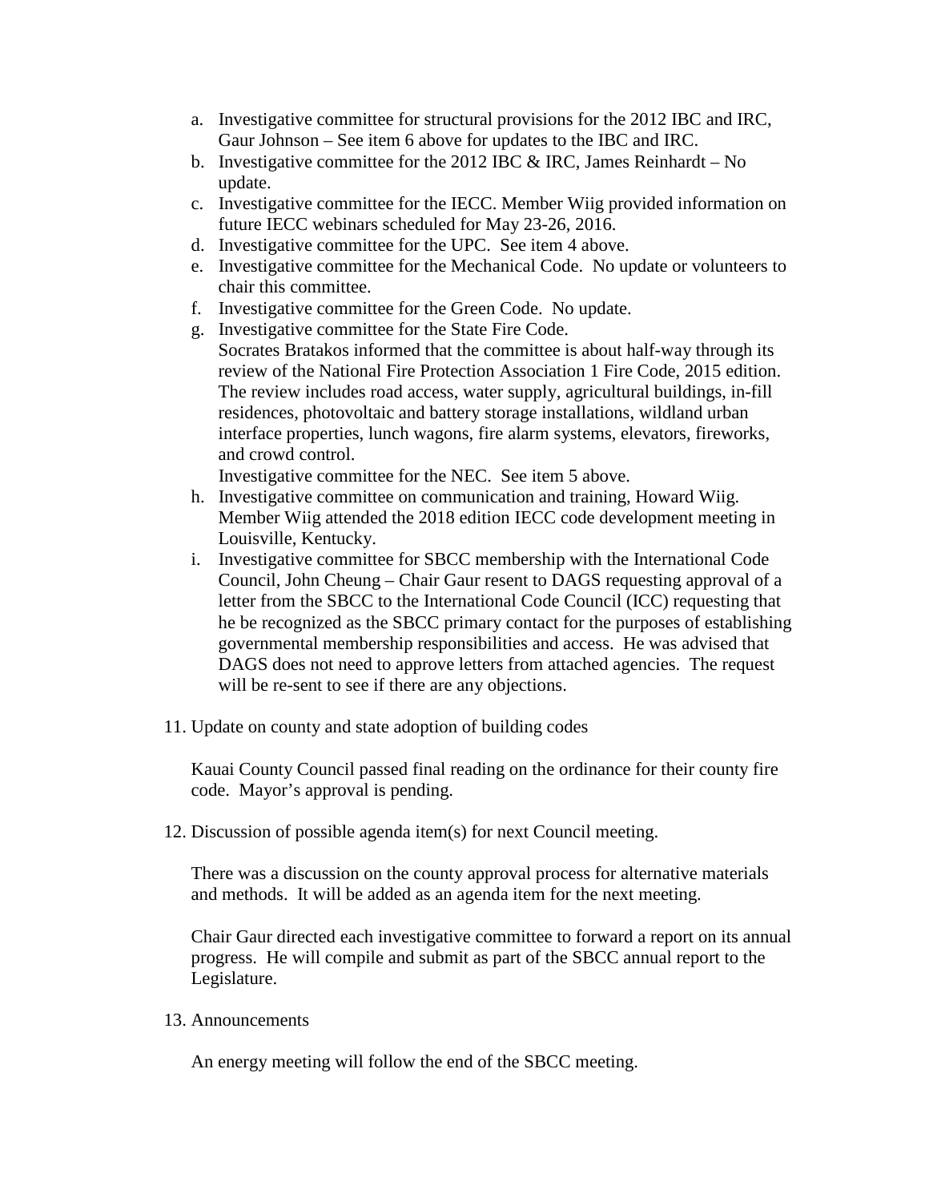a. Investigative committee for structural provisions for the 2012 IBC and IRC, Gaur Johnson – See item 6 above for updates to the IBC and IRC.
b. Investigative committee for the 2012 IBC & IRC, James Reinhardt – No update.
c. Investigative committee for the IECC. Member Wiig provided information on future IECC webinars scheduled for May 23-26, 2016.
d. Investigative committee for the UPC. See item 4 above.
e. Investigative committee for the Mechanical Code. No update or volunteers to chair this committee.
f. Investigative committee for the Green Code. No update.
g. Investigative committee for the State Fire Code.
   Socrates Bratakos informed that the committee is about half-way through its review of the National Fire Protection Association 1 Fire Code, 2015 edition. The review includes road access, water supply, agricultural buildings, in-fill residences, photovoltaic and battery storage installations, wildland urban interface properties, lunch wagons, fire alarm systems, elevators, fireworks, and crowd control.
   Investigative committee for the NEC. See item 5 above.
h. Investigative committee on communication and training, Howard Wiig. Member Wiig attended the 2018 edition IECC code development meeting in Louisville, Kentucky.
i. Investigative committee for SBCC membership with the International Code Council, John Cheung – Chair Gaur resent to DAGS requesting approval of a letter from the SBCC to the International Code Council (ICC) requesting that he be recognized as the SBCC primary contact for the purposes of establishing governmental membership responsibilities and access. He was advised that DAGS does not need to approve letters from attached agencies. The request will be re-sent to see if there are any objections.

11. Update on county and state adoption of building codes

    Kauai County Council passed final reading on the ordinance for their county fire code. Mayor's approval is pending.

12. Discussion of possible agenda item(s) for next Council meeting.

    There was a discussion on the county approval process for alternative materials and methods. It will be added as an agenda item for the next meeting.

    Chair Gaur directed each investigative committee to forward a report on its annual progress. He will compile and submit as part of the SBCC annual report to the Legislature.

13. Announcements

    An energy meeting will follow the end of the SBCC meeting.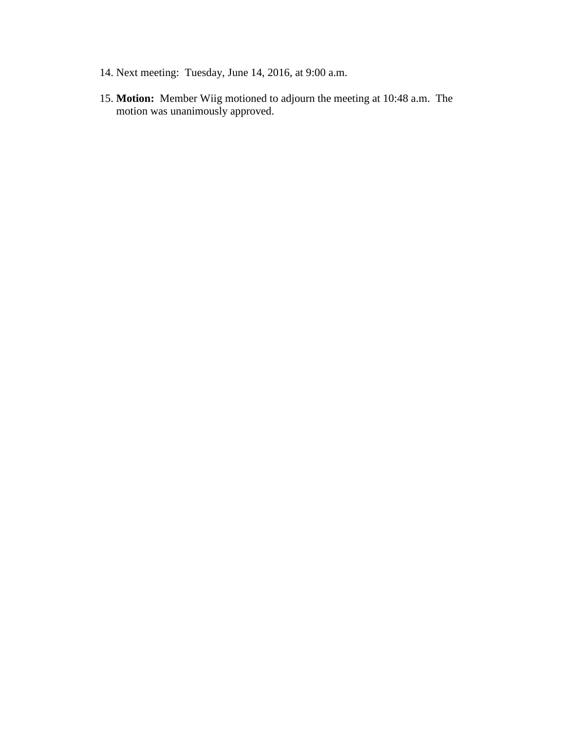14. Next meeting:  Tuesday, June 14, 2016, at 9:00 a.m.

15. **Motion:**  Member Wiig motioned to adjourn the meeting at 10:48 a.m.  The motion was unanimously approved.